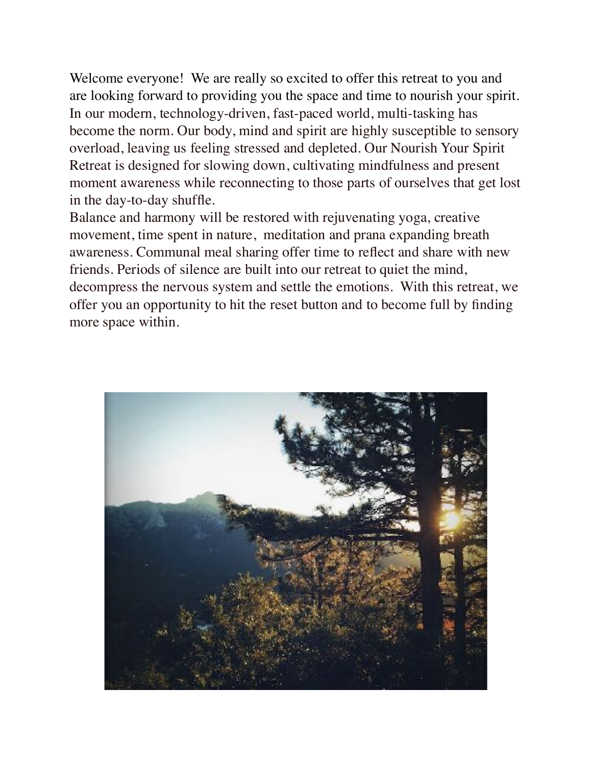Welcome everyone! We are really so excited to offer this retreat to you and are looking forward to providing you the space and time to nourish your spirit. In our modern, technology-driven, fast-paced world, multi-tasking has become the norm. Our body, mind and spirit are highly susceptible to sensory overload, leaving us feeling stressed and depleted. Our Nourish Your Spirit Retreat is designed for slowing down, cultivating mindfulness and present moment awareness while reconnecting to those parts of ourselves that get lost in the day-to-day shuffle.

Balance and harmony will be restored with rejuvenating yoga, creative movement, time spent in nature, meditation and prana expanding breath awareness. Communal meal sharing offer time to reflect and share with new friends. Periods of silence are built into our retreat to quiet the mind, decompress the nervous system and settle the emotions. With this retreat, we offer you an opportunity to hit the reset button and to become full by finding more space within.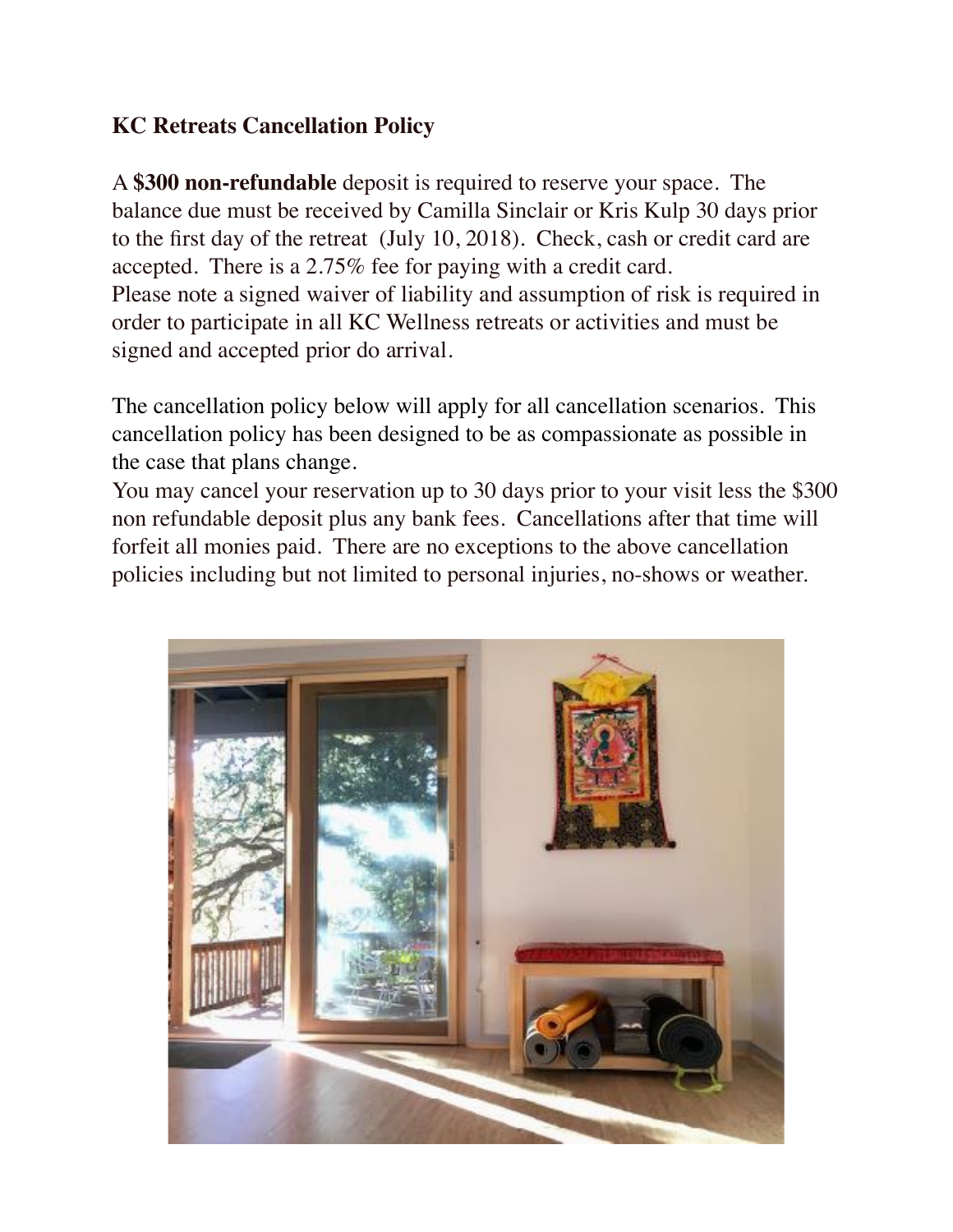**KC Retreats Cancellation Policy**

A **$300 non-refundable** deposit is required to reserve your space. The balance due must be received by Camilla Sinclair or Kris Kulp 30 days prior to the first day of the retreat (July 10, 2018). Check, cash or credit card are accepted. There is a 2.75% fee for paying with a credit card.
Please note a signed waiver of liability and assumption of risk is required in order to participate in all KC Wellness retreats or activities and must be signed and accepted prior do arrival.

The cancellation policy below will apply for all cancellation scenarios. This cancellation policy has been designed to be as compassionate as possible in the case that plans change.
You may cancel your reservation up to 30 days prior to your visit less the $300 non refundable deposit plus any bank fees. Cancellations after that time will forfeit all monies paid. There are no exceptions to the above cancellation policies including but not limited to personal injuries, no-shows or weather.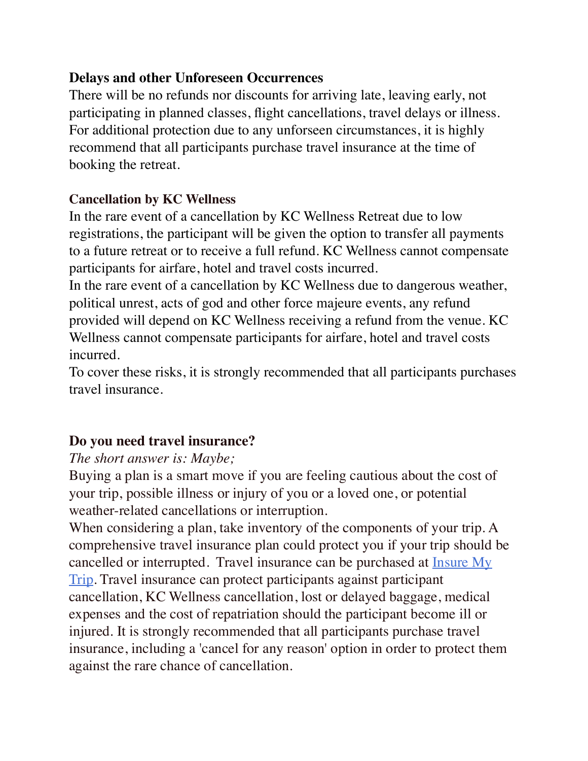**Delays and other Unforeseen Occurrences**

There will be no refunds nor discounts for arriving late, leaving early, not participating in planned classes, flight cancellations, travel delays or illness. For additional protection due to any unforseen circumstances, it is highly recommend that all participants purchase travel insurance at the time of booking the retreat.

**Cancellation by KC Wellness**

In the rare event of a cancellation by KC Wellness Retreat due to low registrations, the participant will be given the option to transfer all payments to a future retreat or to receive a full refund. KC Wellness cannot compensate participants for airfare, hotel and travel costs incurred.

In the rare event of a cancellation by KC Wellness due to dangerous weather, political unrest, acts of god and other force majeure events, any refund provided will depend on KC Wellness receiving a refund from the venue. KC Wellness cannot compensate participants for airfare, hotel and travel costs incurred.

To cover these risks, it is strongly recommended that all participants purchases travel insurance.

**Do you need travel insurance?**

*The short answer is: Maybe;*

Buying a plan is a smart move if you are feeling cautious about the cost of your trip, possible illness or injury of you or a loved one, or potential weather-related cancellations or interruption.

When considering a plan, take inventory of the components of your trip. A comprehensive travel insurance plan could protect you if your trip should be cancelled or interrupted. Travel insurance can be purchased at [Insure My Trip](). Travel insurance can protect participants against participant cancellation, KC Wellness cancellation, lost or delayed baggage, medical expenses and the cost of repatriation should the participant become ill or injured. It is strongly recommended that all participants purchase travel insurance, including a 'cancel for any reason' option in order to protect them against the rare chance of cancellation.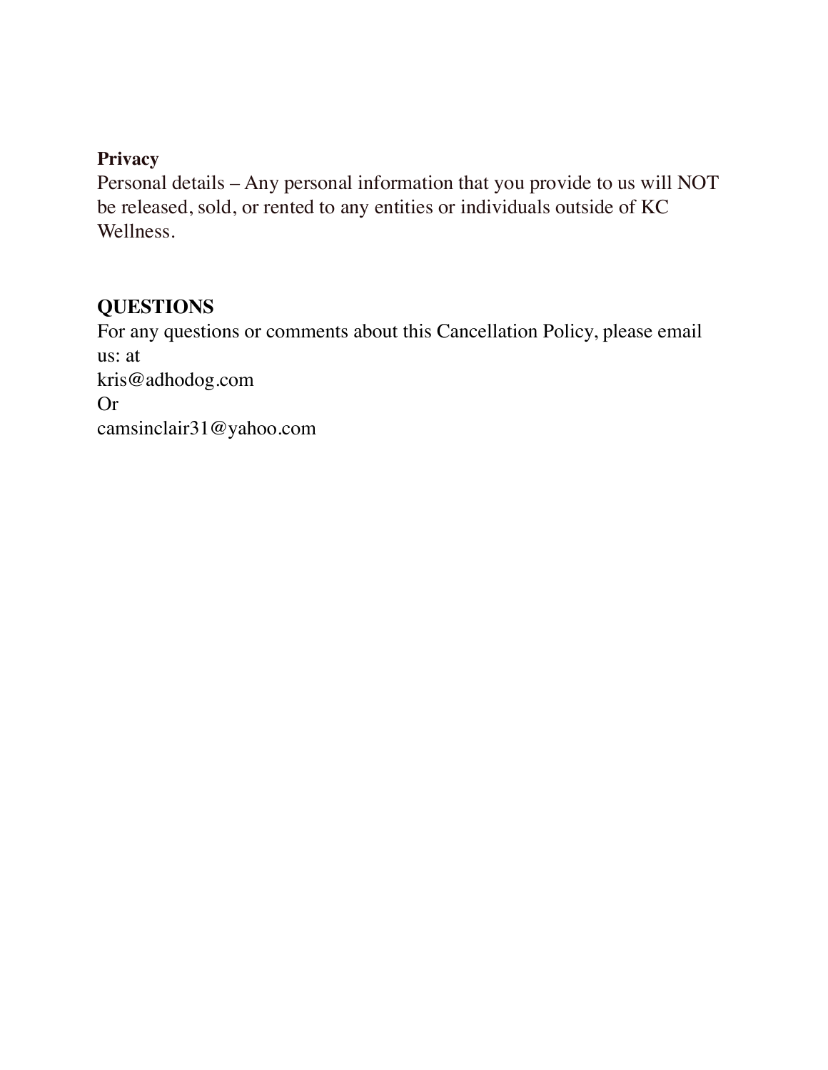**Privacy**

Personal details – Any personal information that you provide to us will NOT be released, sold, or rented to any entities or individuals outside of KC Wellness.

**QUESTIONS**

For any questions or comments about this Cancellation Policy, please email us: at
kris@adhodog.com
Or
camsinclair31@yahoo.com